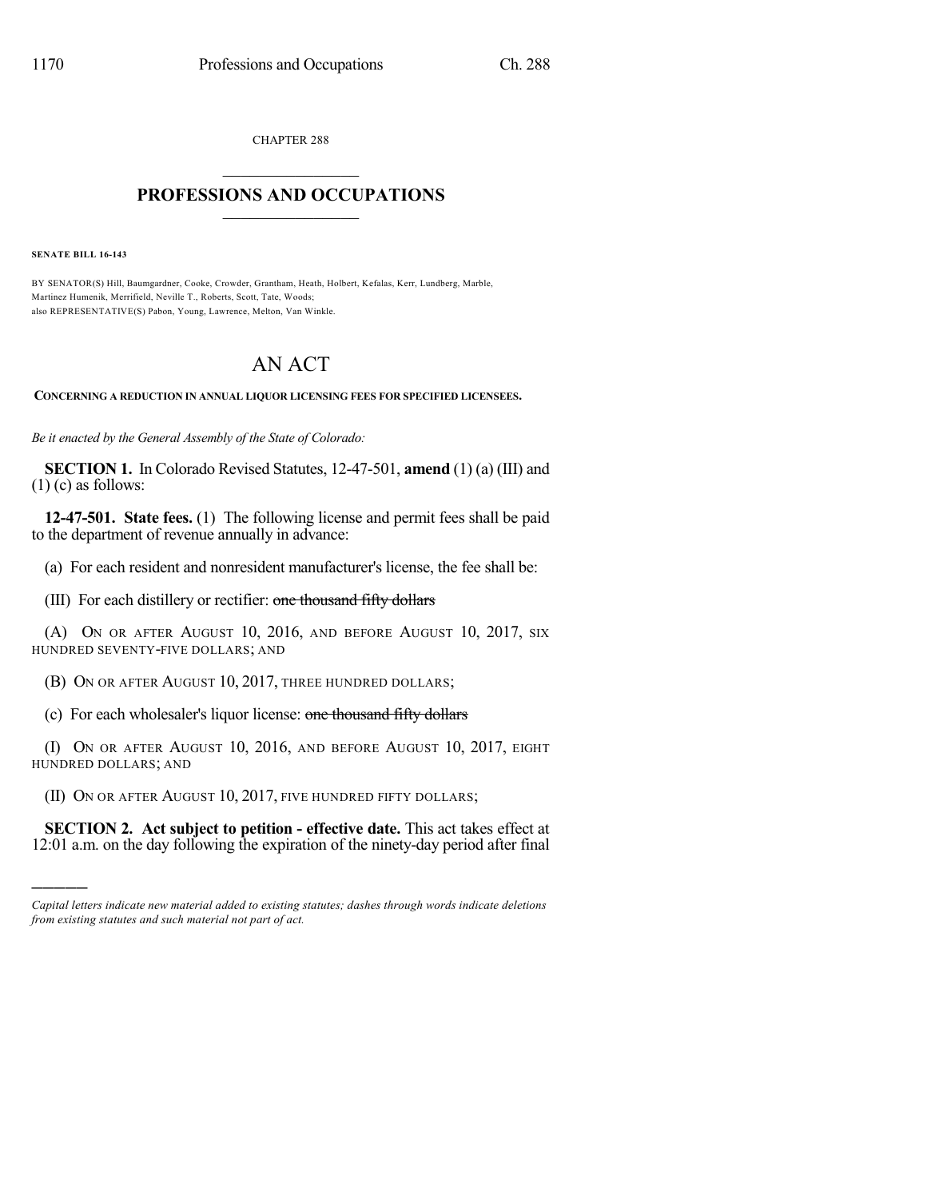CHAPTER 288

# PROFESSIONS AND OCCUPATIONS

**SENATE BILL 16-143**

BY SENATOR(S) Hill, Baumgardner, Cooke, Crowder, Grantham, Heath, Holbert, Kefalas, Kerr, Lundberg, Marble, Martinez Humenik, Merrifield, Neville T., Roberts, Scott, Tate, Woods;
also REPRESENTATIVE(S) Pabon, Young, Lawrence, Melton, Van Winkle.

# AN ACT

**CONCERNING A REDUCTION IN ANNUAL LIQUOR LICENSING FEES FOR SPECIFIED LICENSEES.**

*Be it enacted by the General Assembly of the State of Colorado:*

**SECTION 1.** In Colorado Revised Statutes, 12-47-501, **amend** (1) (a) (III) and (1) (c) as follows:

**12-47-501. State fees.** (1) The following license and permit fees shall be paid to the department of revenue annually in advance:

(a) For each resident and nonresident manufacturer's license, the fee shall be:

(III) For each distillery or rectifier: ~~one thousand fifty dollars~~

(A) ON OR AFTER AUGUST 10, 2016, AND BEFORE AUGUST 10, 2017, SIX HUNDRED SEVENTY-FIVE DOLLARS; AND

(B) ON OR AFTER AUGUST 10, 2017, THREE HUNDRED DOLLARS;

(c) For each wholesaler's liquor license: ~~one thousand fifty dollars~~

(I) ON OR AFTER AUGUST 10, 2016, AND BEFORE AUGUST 10, 2017, EIGHT HUNDRED DOLLARS; AND

(II) ON OR AFTER AUGUST 10, 2017, FIVE HUNDRED FIFTY DOLLARS;

**SECTION 2. Act subject to petition - effective date.** This act takes effect at 12:01 a.m. on the day following the expiration of the ninety-day period after final

---

*Capital letters indicate new material added to existing statutes; dashes through words indicate deletions from existing statutes and such material not part of act.*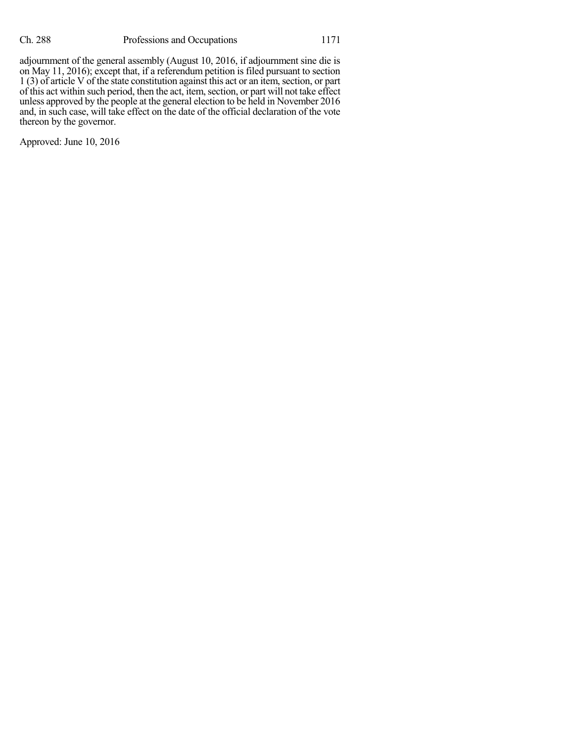adjournment of the general assembly (August 10, 2016, if adjournment sine die is on May 11, 2016); except that, if a referendum petition is filed pursuant to section 1 (3) of article V of the state constitution against this act or an item, section, or part of this act within such period, then the act, item, section, or part will not take effect unless approved by the people at the general election to be held in November 2016 and, in such case, will take effect on the date of the official declaration of the vote thereon by the governor.

Approved: June 10, 2016